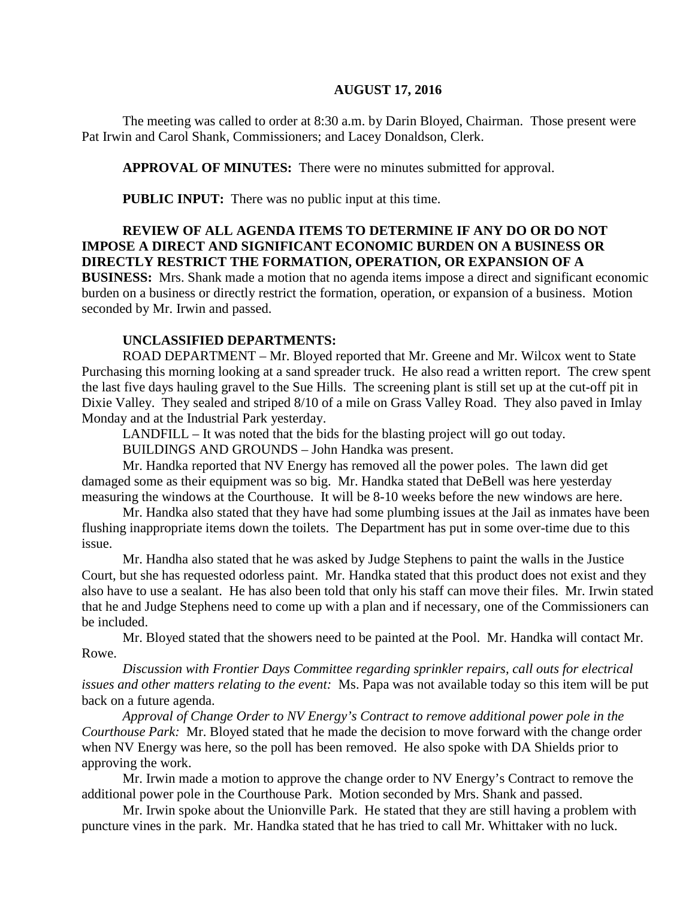**AUGUST 17, 2016**

The meeting was called to order at 8:30 a.m. by Darin Bloyed, Chairman. Those present were Pat Irwin and Carol Shank, Commissioners; and Lacey Donaldson, Clerk.

**APPROVAL OF MINUTES:** There were no minutes submitted for approval.

**PUBLIC INPUT:** There was no public input at this time.

**REVIEW OF ALL AGENDA ITEMS TO DETERMINE IF ANY DO OR DO NOT IMPOSE A DIRECT AND SIGNIFICANT ECONOMIC BURDEN ON A BUSINESS OR DIRECTLY RESTRICT THE FORMATION, OPERATION, OR EXPANSION OF A BUSINESS:** Mrs. Shank made a motion that no agenda items impose a direct and significant economic burden on a business or directly restrict the formation, operation, or expansion of a business. Motion seconded by Mr. Irwin and passed.

**UNCLASSIFIED DEPARTMENTS:**

ROAD DEPARTMENT – Mr. Bloyed reported that Mr. Greene and Mr. Wilcox went to State Purchasing this morning looking at a sand spreader truck. He also read a written report. The crew spent the last five days hauling gravel to the Sue Hills. The screening plant is still set up at the cut-off pit in Dixie Valley. They sealed and striped 8/10 of a mile on Grass Valley Road. They also paved in Imlay Monday and at the Industrial Park yesterday.

LANDFILL – It was noted that the bids for the blasting project will go out today.

BUILDINGS AND GROUNDS – John Handka was present.

Mr. Handka reported that NV Energy has removed all the power poles. The lawn did get damaged some as their equipment was so big. Mr. Handka stated that DeBell was here yesterday measuring the windows at the Courthouse. It will be 8-10 weeks before the new windows are here.

Mr. Handka also stated that they have had some plumbing issues at the Jail as inmates have been flushing inappropriate items down the toilets. The Department has put in some over-time due to this issue.

Mr. Handha also stated that he was asked by Judge Stephens to paint the walls in the Justice Court, but she has requested odorless paint. Mr. Handka stated that this product does not exist and they also have to use a sealant. He has also been told that only his staff can move their files. Mr. Irwin stated that he and Judge Stephens need to come up with a plan and if necessary, one of the Commissioners can be included.

Mr. Bloyed stated that the showers need to be painted at the Pool. Mr. Handka will contact Mr. Rowe.

*Discussion with Frontier Days Committee regarding sprinkler repairs, call outs for electrical issues and other matters relating to the event:* Ms. Papa was not available today so this item will be put back on a future agenda.

*Approval of Change Order to NV Energy's Contract to remove additional power pole in the Courthouse Park:* Mr. Bloyed stated that he made the decision to move forward with the change order when NV Energy was here, so the poll has been removed. He also spoke with DA Shields prior to approving the work.

Mr. Irwin made a motion to approve the change order to NV Energy's Contract to remove the additional power pole in the Courthouse Park. Motion seconded by Mrs. Shank and passed.

Mr. Irwin spoke about the Unionville Park. He stated that they are still having a problem with puncture vines in the park. Mr. Handka stated that he has tried to call Mr. Whittaker with no luck.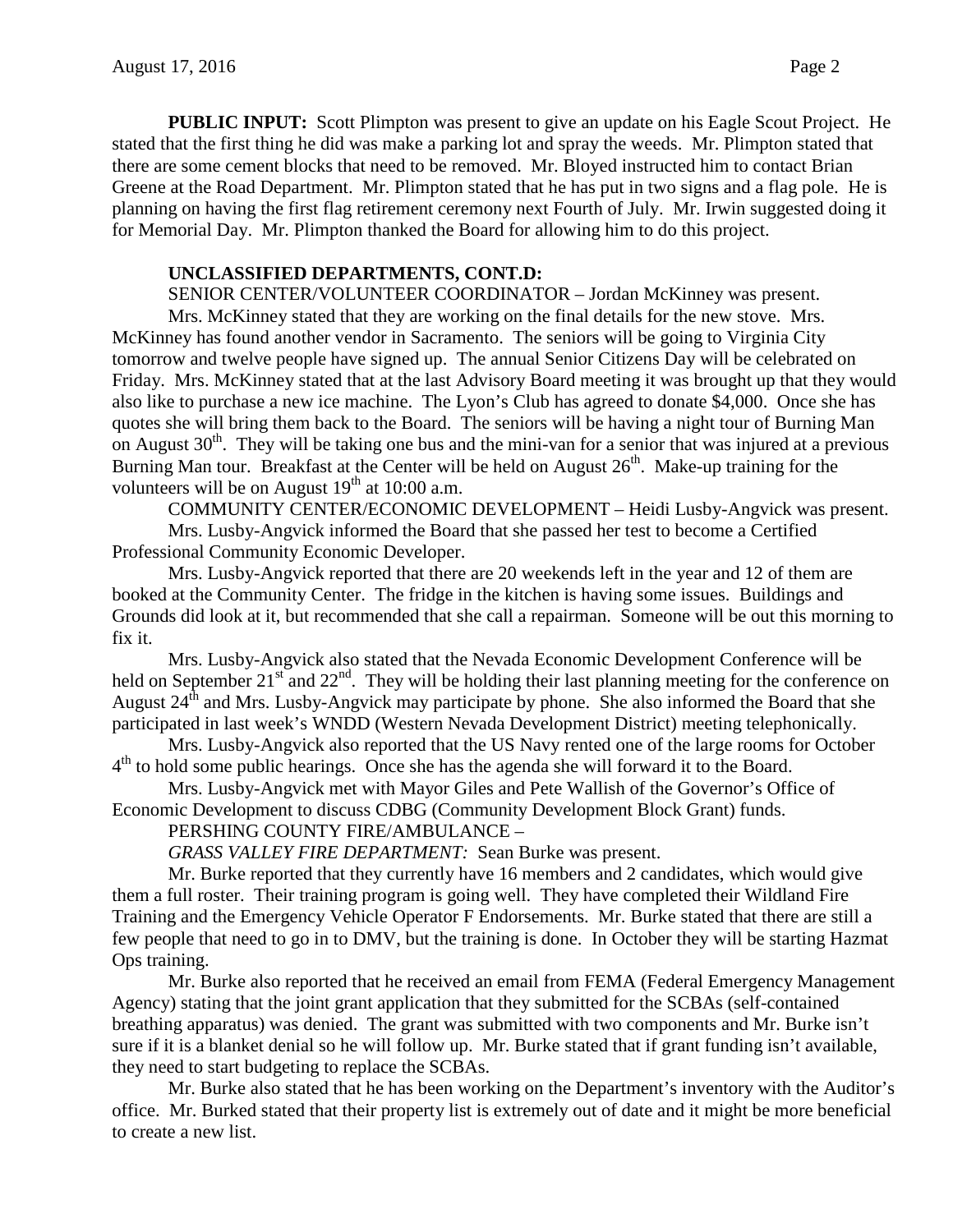**PUBLIC INPUT:** Scott Plimpton was present to give an update on his Eagle Scout Project. He stated that the first thing he did was make a parking lot and spray the weeds. Mr. Plimpton stated that there are some cement blocks that need to be removed. Mr. Bloyed instructed him to contact Brian Greene at the Road Department. Mr. Plimpton stated that he has put in two signs and a flag pole. He is planning on having the first flag retirement ceremony next Fourth of July. Mr. Irwin suggested doing it for Memorial Day. Mr. Plimpton thanked the Board for allowing him to do this project.

**UNCLASSIFIED DEPARTMENTS, CONT.D:**

SENIOR CENTER/VOLUNTEER COORDINATOR – Jordan McKinney was present.

Mrs. McKinney stated that they are working on the final details for the new stove. Mrs. McKinney has found another vendor in Sacramento. The seniors will be going to Virginia City tomorrow and twelve people have signed up. The annual Senior Citizens Day will be celebrated on Friday. Mrs. McKinney stated that at the last Advisory Board meeting it was brought up that they would also like to purchase a new ice machine. The Lyon's Club has agreed to donate $4,000. Once she has quotes she will bring them back to the Board. The seniors will be having a night tour of Burning Man on August 30th. They will be taking one bus and the mini-van for a senior that was injured at a previous Burning Man tour. Breakfast at the Center will be held on August 26th. Make-up training for the volunteers will be on August 19th at 10:00 a.m.

COMMUNITY CENTER/ECONOMIC DEVELOPMENT – Heidi Lusby-Angvick was present.

Mrs. Lusby-Angvick informed the Board that she passed her test to become a Certified Professional Community Economic Developer.

Mrs. Lusby-Angvick reported that there are 20 weekends left in the year and 12 of them are booked at the Community Center. The fridge in the kitchen is having some issues. Buildings and Grounds did look at it, but recommended that she call a repairman. Someone will be out this morning to fix it.

Mrs. Lusby-Angvick also stated that the Nevada Economic Development Conference will be held on September 21st and 22nd. They will be holding their last planning meeting for the conference on August 24th and Mrs. Lusby-Angvick may participate by phone. She also informed the Board that she participated in last week's WNDD (Western Nevada Development District) meeting telephonically.

Mrs. Lusby-Angvick also reported that the US Navy rented one of the large rooms for October 4th to hold some public hearings. Once she has the agenda she will forward it to the Board.

Mrs. Lusby-Angvick met with Mayor Giles and Pete Wallish of the Governor's Office of Economic Development to discuss CDBG (Community Development Block Grant) funds.

PERSHING COUNTY FIRE/AMBULANCE –

*GRASS VALLEY FIRE DEPARTMENT:* Sean Burke was present.

Mr. Burke reported that they currently have 16 members and 2 candidates, which would give them a full roster. Their training program is going well. They have completed their Wildland Fire Training and the Emergency Vehicle Operator F Endorsements. Mr. Burke stated that there are still a few people that need to go in to DMV, but the training is done. In October they will be starting Hazmat Ops training.

Mr. Burke also reported that he received an email from FEMA (Federal Emergency Management Agency) stating that the joint grant application that they submitted for the SCBAs (self-contained breathing apparatus) was denied. The grant was submitted with two components and Mr. Burke isn't sure if it is a blanket denial so he will follow up. Mr. Burke stated that if grant funding isn't available, they need to start budgeting to replace the SCBAs.

Mr. Burke also stated that he has been working on the Department's inventory with the Auditor's office. Mr. Burked stated that their property list is extremely out of date and it might be more beneficial to create a new list.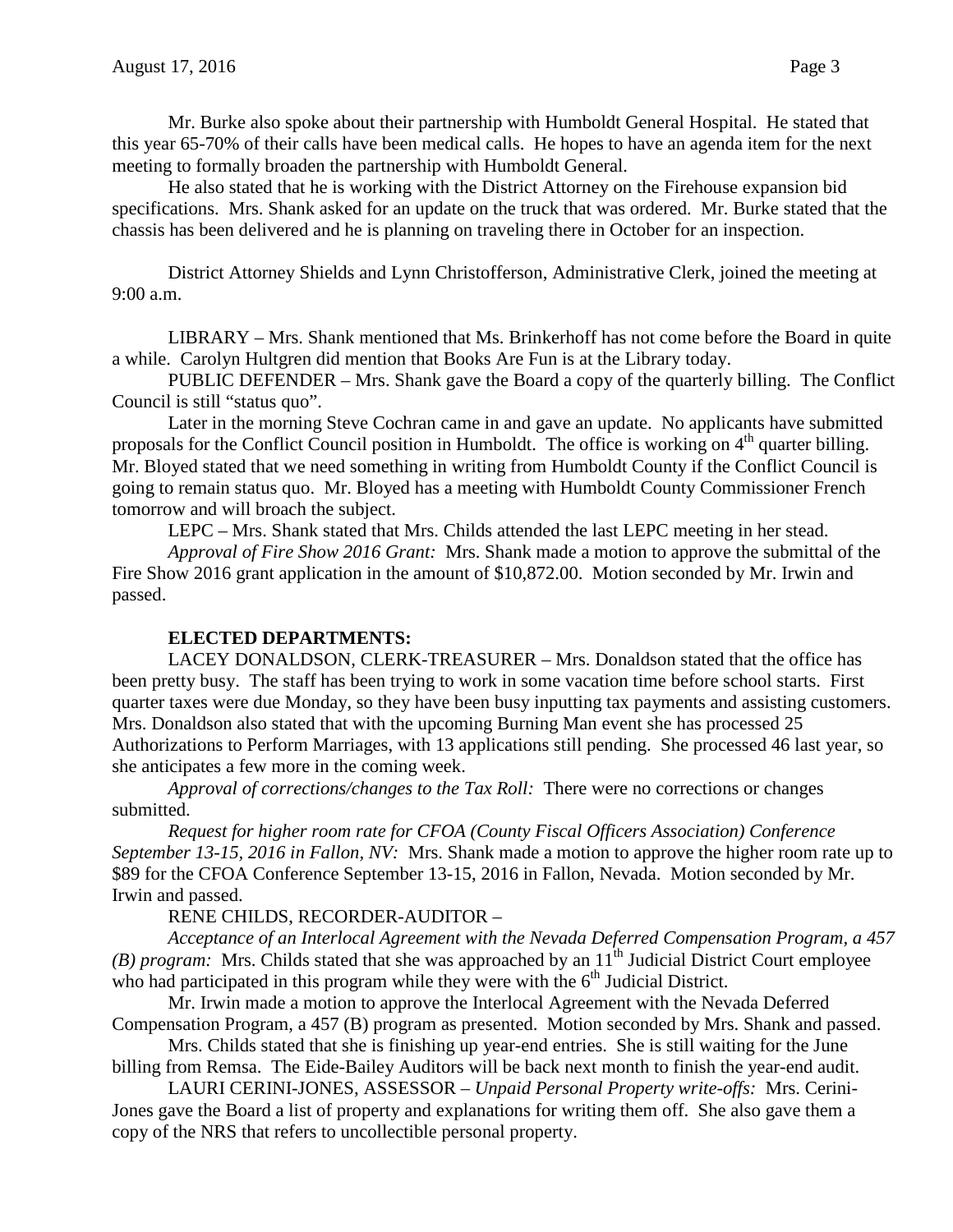Mr. Burke also spoke about their partnership with Humboldt General Hospital. He stated that this year 65-70% of their calls have been medical calls. He hopes to have an agenda item for the next meeting to formally broaden the partnership with Humboldt General.

He also stated that he is working with the District Attorney on the Firehouse expansion bid specifications. Mrs. Shank asked for an update on the truck that was ordered. Mr. Burke stated that the chassis has been delivered and he is planning on traveling there in October for an inspection.

District Attorney Shields and Lynn Christofferson, Administrative Clerk, joined the meeting at 9:00 a.m.

LIBRARY – Mrs. Shank mentioned that Ms. Brinkerhoff has not come before the Board in quite a while. Carolyn Hultgren did mention that Books Are Fun is at the Library today.

PUBLIC DEFENDER – Mrs. Shank gave the Board a copy of the quarterly billing. The Conflict Council is still "status quo".

Later in the morning Steve Cochran came in and gave an update. No applicants have submitted proposals for the Conflict Council position in Humboldt. The office is working on 4th quarter billing. Mr. Bloyed stated that we need something in writing from Humboldt County if the Conflict Council is going to remain status quo. Mr. Bloyed has a meeting with Humboldt County Commissioner French tomorrow and will broach the subject.

LEPC – Mrs. Shank stated that Mrs. Childs attended the last LEPC meeting in her stead.

*Approval of Fire Show 2016 Grant:* Mrs. Shank made a motion to approve the submittal of the Fire Show 2016 grant application in the amount of $10,872.00. Motion seconded by Mr. Irwin and passed.

**ELECTED DEPARTMENTS:**

LACEY DONALDSON, CLERK-TREASURER – Mrs. Donaldson stated that the office has been pretty busy. The staff has been trying to work in some vacation time before school starts. First quarter taxes were due Monday, so they have been busy inputting tax payments and assisting customers. Mrs. Donaldson also stated that with the upcoming Burning Man event she has processed 25 Authorizations to Perform Marriages, with 13 applications still pending. She processed 46 last year, so she anticipates a few more in the coming week.

*Approval of corrections/changes to the Tax Roll:* There were no corrections or changes submitted.

*Request for higher room rate for CFOA (County Fiscal Officers Association) Conference September 13-15, 2016 in Fallon, NV:* Mrs. Shank made a motion to approve the higher room rate up to $89 for the CFOA Conference September 13-15, 2016 in Fallon, Nevada. Motion seconded by Mr. Irwin and passed.

RENE CHILDS, RECORDER-AUDITOR –

*Acceptance of an Interlocal Agreement with the Nevada Deferred Compensation Program, a 457 (B) program:* Mrs. Childs stated that she was approached by an 11th Judicial District Court employee who had participated in this program while they were with the 6th Judicial District.

Mr. Irwin made a motion to approve the Interlocal Agreement with the Nevada Deferred Compensation Program, a 457 (B) program as presented. Motion seconded by Mrs. Shank and passed.

Mrs. Childs stated that she is finishing up year-end entries. She is still waiting for the June billing from Remsa. The Eide-Bailey Auditors will be back next month to finish the year-end audit.

LAURI CERINI-JONES, ASSESSOR – *Unpaid Personal Property write-offs:* Mrs. Cerini-Jones gave the Board a list of property and explanations for writing them off. She also gave them a copy of the NRS that refers to uncollectible personal property.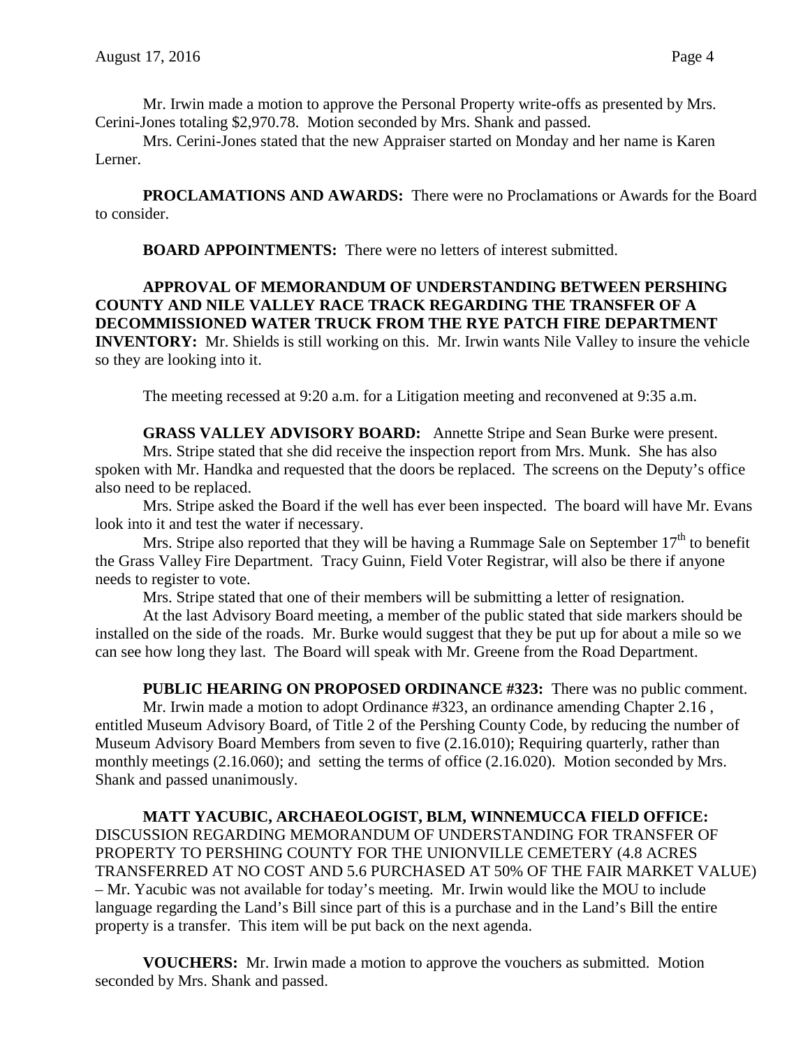Mr. Irwin made a motion to approve the Personal Property write-offs as presented by Mrs. Cerini-Jones totaling $2,970.78. Motion seconded by Mrs. Shank and passed.

Mrs. Cerini-Jones stated that the new Appraiser started on Monday and her name is Karen Lerner.

**PROCLAMATIONS AND AWARDS:** There were no Proclamations or Awards for the Board to consider.

**BOARD APPOINTMENTS:** There were no letters of interest submitted.

**APPROVAL OF MEMORANDUM OF UNDERSTANDING BETWEEN PERSHING COUNTY AND NILE VALLEY RACE TRACK REGARDING THE TRANSFER OF A DECOMMISSIONED WATER TRUCK FROM THE RYE PATCH FIRE DEPARTMENT INVENTORY:** Mr. Shields is still working on this. Mr. Irwin wants Nile Valley to insure the vehicle so they are looking into it.

The meeting recessed at 9:20 a.m. for a Litigation meeting and reconvened at 9:35 a.m.

**GRASS VALLEY ADVISORY BOARD:** Annette Stripe and Sean Burke were present.

Mrs. Stripe stated that she did receive the inspection report from Mrs. Munk. She has also spoken with Mr. Handka and requested that the doors be replaced. The screens on the Deputy's office also need to be replaced.

Mrs. Stripe asked the Board if the well has ever been inspected. The board will have Mr. Evans look into it and test the water if necessary.

Mrs. Stripe also reported that they will be having a Rummage Sale on September 17th to benefit the Grass Valley Fire Department. Tracy Guinn, Field Voter Registrar, will also be there if anyone needs to register to vote.

Mrs. Stripe stated that one of their members will be submitting a letter of resignation.

At the last Advisory Board meeting, a member of the public stated that side markers should be installed on the side of the roads. Mr. Burke would suggest that they be put up for about a mile so we can see how long they last. The Board will speak with Mr. Greene from the Road Department.

**PUBLIC HEARING ON PROPOSED ORDINANCE #323:** There was no public comment.

Mr. Irwin made a motion to adopt Ordinance #323, an ordinance amending Chapter 2.16 , entitled Museum Advisory Board, of Title 2 of the Pershing County Code, by reducing the number of Museum Advisory Board Members from seven to five (2.16.010); Requiring quarterly, rather than monthly meetings (2.16.060); and setting the terms of office (2.16.020). Motion seconded by Mrs. Shank and passed unanimously.

**MATT YACUBIC, ARCHAEOLOGIST, BLM, WINNEMUCCA FIELD OFFICE:** DISCUSSION REGARDING MEMORANDUM OF UNDERSTANDING FOR TRANSFER OF PROPERTY TO PERSHING COUNTY FOR THE UNIONVILLE CEMETERY (4.8 ACRES TRANSFERRED AT NO COST AND 5.6 PURCHASED AT 50% OF THE FAIR MARKET VALUE) – Mr. Yacubic was not available for today's meeting. Mr. Irwin would like the MOU to include language regarding the Land's Bill since part of this is a purchase and in the Land's Bill the entire property is a transfer. This item will be put back on the next agenda.

**VOUCHERS:** Mr. Irwin made a motion to approve the vouchers as submitted. Motion seconded by Mrs. Shank and passed.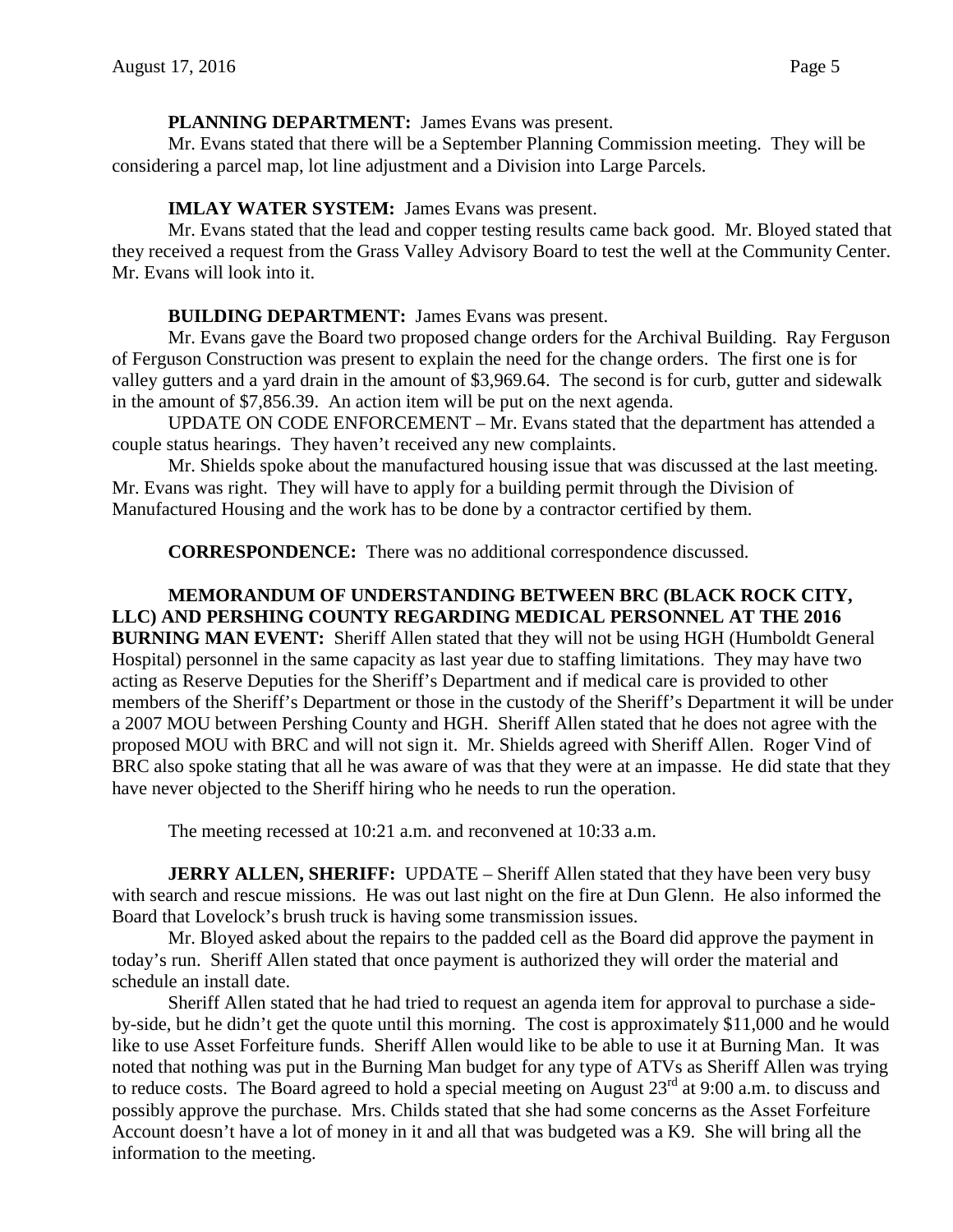**PLANNING DEPARTMENT:** James Evans was present.

Mr. Evans stated that there will be a September Planning Commission meeting. They will be considering a parcel map, lot line adjustment and a Division into Large Parcels.

**IMLAY WATER SYSTEM:** James Evans was present.

Mr. Evans stated that the lead and copper testing results came back good. Mr. Bloyed stated that they received a request from the Grass Valley Advisory Board to test the well at the Community Center. Mr. Evans will look into it.

**BUILDING DEPARTMENT:** James Evans was present.

Mr. Evans gave the Board two proposed change orders for the Archival Building. Ray Ferguson of Ferguson Construction was present to explain the need for the change orders. The first one is for valley gutters and a yard drain in the amount of $3,969.64. The second is for curb, gutter and sidewalk in the amount of $7,856.39. An action item will be put on the next agenda.

UPDATE ON CODE ENFORCEMENT – Mr. Evans stated that the department has attended a couple status hearings. They haven't received any new complaints.

Mr. Shields spoke about the manufactured housing issue that was discussed at the last meeting. Mr. Evans was right. They will have to apply for a building permit through the Division of Manufactured Housing and the work has to be done by a contractor certified by them.

**CORRESPONDENCE:** There was no additional correspondence discussed.

**MEMORANDUM OF UNDERSTANDING BETWEEN BRC (BLACK ROCK CITY, LLC) AND PERSHING COUNTY REGARDING MEDICAL PERSONNEL AT THE 2016 BURNING MAN EVENT:** Sheriff Allen stated that they will not be using HGH (Humboldt General Hospital) personnel in the same capacity as last year due to staffing limitations. They may have two acting as Reserve Deputies for the Sheriff's Department and if medical care is provided to other members of the Sheriff's Department or those in the custody of the Sheriff's Department it will be under a 2007 MOU between Pershing County and HGH. Sheriff Allen stated that he does not agree with the proposed MOU with BRC and will not sign it. Mr. Shields agreed with Sheriff Allen. Roger Vind of BRC also spoke stating that all he was aware of was that they were at an impasse. He did state that they have never objected to the Sheriff hiring who he needs to run the operation.

The meeting recessed at 10:21 a.m. and reconvened at 10:33 a.m.

**JERRY ALLEN, SHERIFF:** UPDATE – Sheriff Allen stated that they have been very busy with search and rescue missions. He was out last night on the fire at Dun Glenn. He also informed the Board that Lovelock's brush truck is having some transmission issues.

Mr. Bloyed asked about the repairs to the padded cell as the Board did approve the payment in today's run. Sheriff Allen stated that once payment is authorized they will order the material and schedule an install date.

Sheriff Allen stated that he had tried to request an agenda item for approval to purchase a side-by-side, but he didn't get the quote until this morning. The cost is approximately $11,000 and he would like to use Asset Forfeiture funds. Sheriff Allen would like to be able to use it at Burning Man. It was noted that nothing was put in the Burning Man budget for any type of ATVs as Sheriff Allen was trying to reduce costs. The Board agreed to hold a special meeting on August 23rd at 9:00 a.m. to discuss and possibly approve the purchase. Mrs. Childs stated that she had some concerns as the Asset Forfeiture Account doesn't have a lot of money in it and all that was budgeted was a K9. She will bring all the information to the meeting.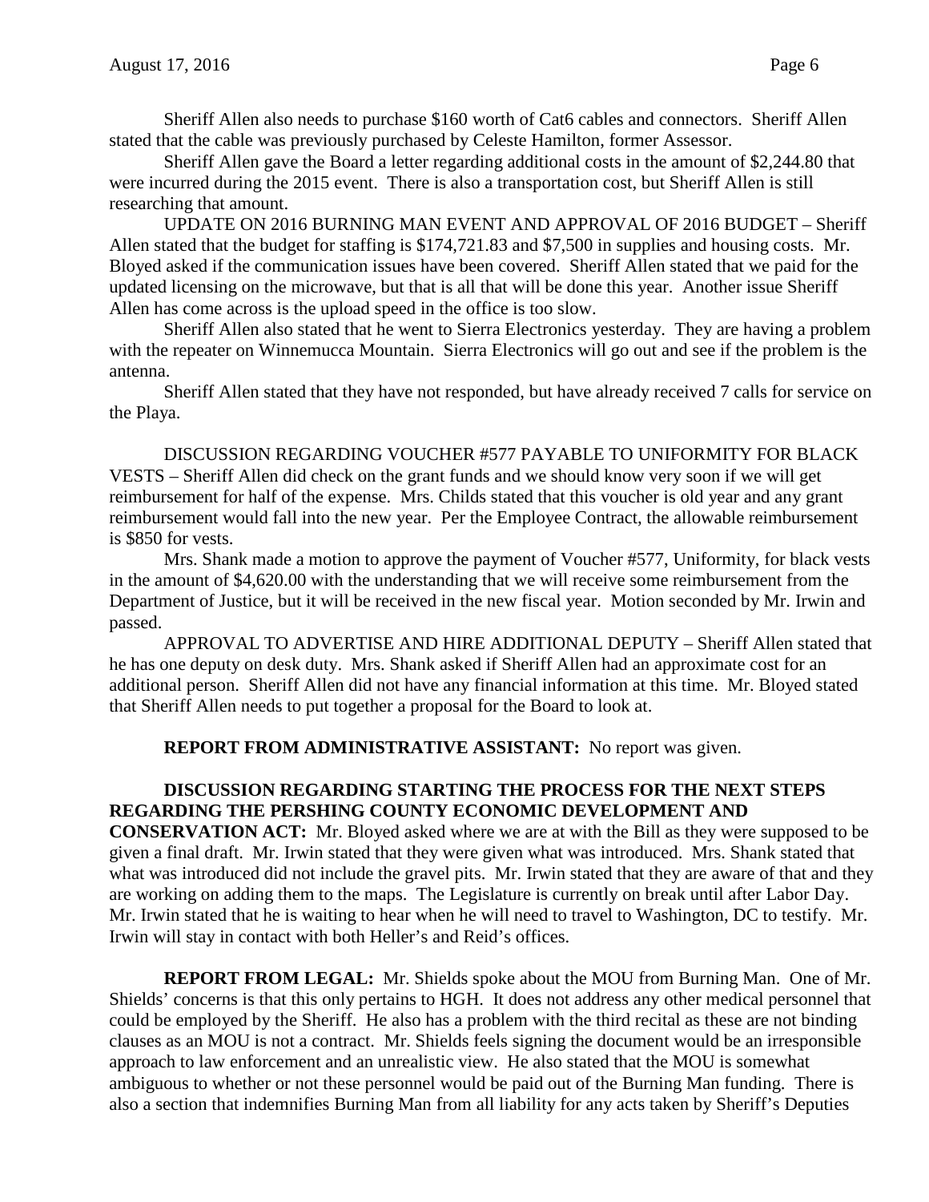Sheriff Allen also needs to purchase $160 worth of Cat6 cables and connectors. Sheriff Allen stated that the cable was previously purchased by Celeste Hamilton, former Assessor.

Sheriff Allen gave the Board a letter regarding additional costs in the amount of $2,244.80 that were incurred during the 2015 event. There is also a transportation cost, but Sheriff Allen is still researching that amount.

UPDATE ON 2016 BURNING MAN EVENT AND APPROVAL OF 2016 BUDGET – Sheriff Allen stated that the budget for staffing is $174,721.83 and $7,500 in supplies and housing costs. Mr. Bloyed asked if the communication issues have been covered. Sheriff Allen stated that we paid for the updated licensing on the microwave, but that is all that will be done this year. Another issue Sheriff Allen has come across is the upload speed in the office is too slow.

Sheriff Allen also stated that he went to Sierra Electronics yesterday. They are having a problem with the repeater on Winnemucca Mountain. Sierra Electronics will go out and see if the problem is the antenna.

Sheriff Allen stated that they have not responded, but have already received 7 calls for service on the Playa.

DISCUSSION REGARDING VOUCHER #577 PAYABLE TO UNIFORMITY FOR BLACK VESTS – Sheriff Allen did check on the grant funds and we should know very soon if we will get reimbursement for half of the expense. Mrs. Childs stated that this voucher is old year and any grant reimbursement would fall into the new year. Per the Employee Contract, the allowable reimbursement is $850 for vests.

Mrs. Shank made a motion to approve the payment of Voucher #577, Uniformity, for black vests in the amount of $4,620.00 with the understanding that we will receive some reimbursement from the Department of Justice, but it will be received in the new fiscal year. Motion seconded by Mr. Irwin and passed.

APPROVAL TO ADVERTISE AND HIRE ADDITIONAL DEPUTY – Sheriff Allen stated that he has one deputy on desk duty. Mrs. Shank asked if Sheriff Allen had an approximate cost for an additional person. Sheriff Allen did not have any financial information at this time. Mr. Bloyed stated that Sheriff Allen needs to put together a proposal for the Board to look at.

**REPORT FROM ADMINISTRATIVE ASSISTANT:** No report was given.

**DISCUSSION REGARDING STARTING THE PROCESS FOR THE NEXT STEPS REGARDING THE PERSHING COUNTY ECONOMIC DEVELOPMENT AND CONSERVATION ACT:** Mr. Bloyed asked where we are at with the Bill as they were supposed to be given a final draft. Mr. Irwin stated that they were given what was introduced. Mrs. Shank stated that what was introduced did not include the gravel pits. Mr. Irwin stated that they are aware of that and they are working on adding them to the maps. The Legislature is currently on break until after Labor Day. Mr. Irwin stated that he is waiting to hear when he will need to travel to Washington, DC to testify. Mr. Irwin will stay in contact with both Heller's and Reid's offices.

**REPORT FROM LEGAL:** Mr. Shields spoke about the MOU from Burning Man. One of Mr. Shields' concerns is that this only pertains to HGH. It does not address any other medical personnel that could be employed by the Sheriff. He also has a problem with the third recital as these are not binding clauses as an MOU is not a contract. Mr. Shields feels signing the document would be an irresponsible approach to law enforcement and an unrealistic view. He also stated that the MOU is somewhat ambiguous to whether or not these personnel would be paid out of the Burning Man funding. There is also a section that indemnifies Burning Man from all liability for any acts taken by Sheriff's Deputies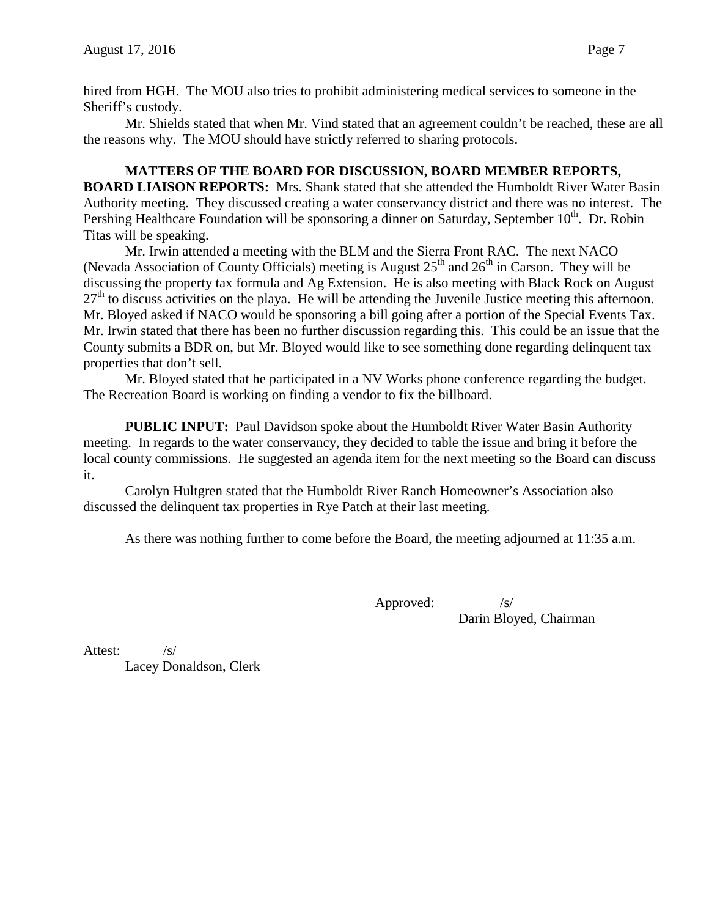hired from HGH. The MOU also tries to prohibit administering medical services to someone in the Sheriff's custody.

Mr. Shields stated that when Mr. Vind stated that an agreement couldn't be reached, these are all the reasons why. The MOU should have strictly referred to sharing protocols.

**MATTERS OF THE BOARD FOR DISCUSSION, BOARD MEMBER REPORTS, BOARD LIAISON REPORTS:** Mrs. Shank stated that she attended the Humboldt River Water Basin Authority meeting. They discussed creating a water conservancy district and there was no interest. The Pershing Healthcare Foundation will be sponsoring a dinner on Saturday, September 10th. Dr. Robin Titas will be speaking.

Mr. Irwin attended a meeting with the BLM and the Sierra Front RAC. The next NACO (Nevada Association of County Officials) meeting is August 25th and 26th in Carson. They will be discussing the property tax formula and Ag Extension. He is also meeting with Black Rock on August 27th to discuss activities on the playa. He will be attending the Juvenile Justice meeting this afternoon. Mr. Bloyed asked if NACO would be sponsoring a bill going after a portion of the Special Events Tax. Mr. Irwin stated that there has been no further discussion regarding this. This could be an issue that the County submits a BDR on, but Mr. Bloyed would like to see something done regarding delinquent tax properties that don't sell.

Mr. Bloyed stated that he participated in a NV Works phone conference regarding the budget. The Recreation Board is working on finding a vendor to fix the billboard.

**PUBLIC INPUT:** Paul Davidson spoke about the Humboldt River Water Basin Authority meeting. In regards to the water conservancy, they decided to table the issue and bring it before the local county commissions. He suggested an agenda item for the next meeting so the Board can discuss it.

Carolyn Hultgren stated that the Humboldt River Ranch Homeowner's Association also discussed the delinquent tax properties in Rye Patch at their last meeting.

As there was nothing further to come before the Board, the meeting adjourned at 11:35 a.m.

Approved: /s/
Darin Bloyed, Chairman

Attest: /s/
Lacey Donaldson, Clerk